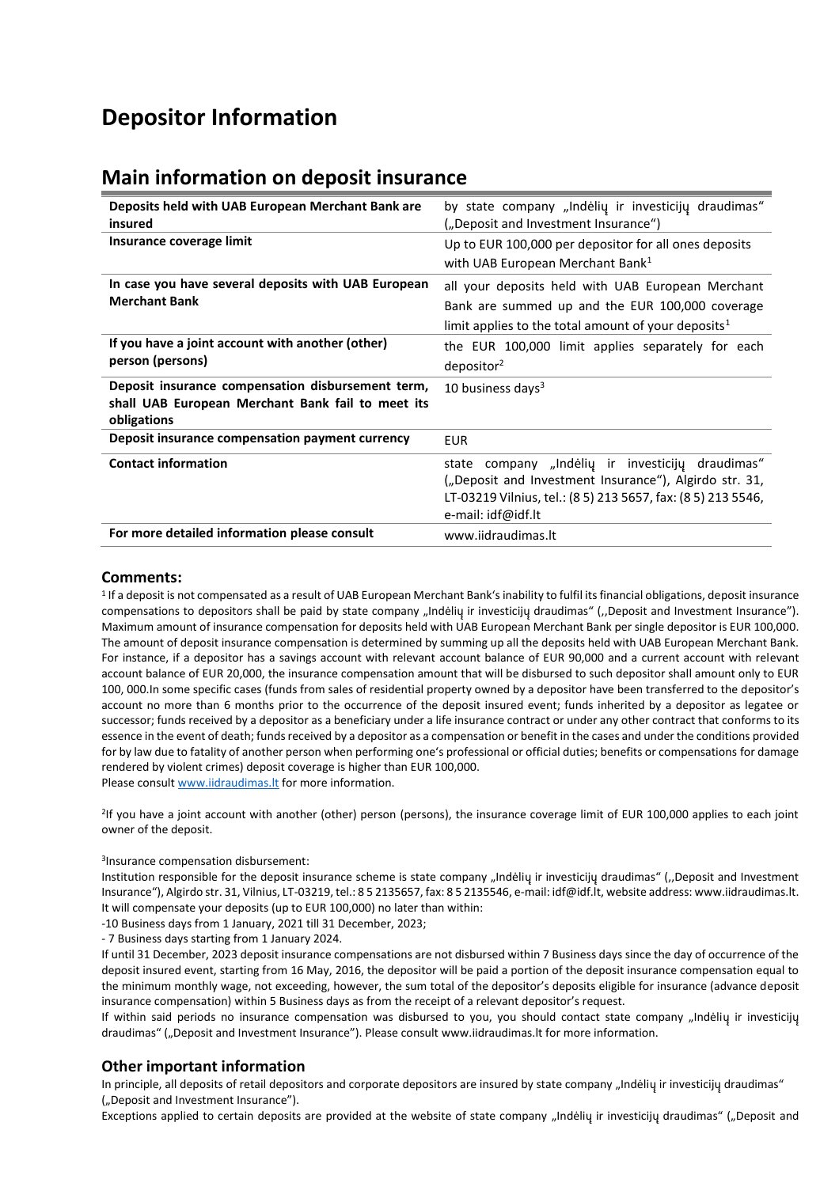# Depositor Information

## Main information on deposit insurance

| Deposits held with UAB European Merchant Bank are insured | by state company „Indėlių ir investicijų draudimas" („Deposit and Investment Insurance") |
| --- | --- |
| **Insurance coverage limit** | Up to EUR 100,000 per depositor for all ones deposits with UAB European Merchant Bank[1] |
| **In case you have several deposits with UAB European Merchant Bank** | all your deposits held with UAB European Merchant Bank are summed up and the EUR 100,000 coverage limit applies to the total amount of your deposits[1] |
| **If you have a joint account with another (other) person (persons)** | the EUR 100,000 limit applies separately for each depositor[2] |
| **Deposit insurance compensation disbursement term, shall UAB European Merchant Bank fail to meet its obligations** | 10 business days[3] |
| **Deposit insurance compensation payment currency** | EUR |
| **Contact information** | state company „Indėlių ir investicijų draudimas" („Deposit and Investment Insurance"), Algirdo str. 31, LT-03219 Vilnius, tel.: (8 5) 213 5657, fax: (8 5) 213 5546, e-mail: idf@idf.lt |
| **For more detailed information please consult** | www.iidraudimas.lt |

### Comments:

[1] If a deposit is not compensated as a result of UAB European Merchant Bank's inability to fulfil its financial obligations, deposit insurance compensations to depositors shall be paid by state company „Indėlių ir investicijų draudimas" (,,Deposit and Investment Insurance"). Maximum amount of insurance compensation for deposits held with UAB European Merchant Bank per single depositor is EUR 100,000. The amount of deposit insurance compensation is determined by summing up all the deposits held with UAB European Merchant Bank. For instance, if a depositor has a savings account with relevant account balance of EUR 90,000 and a current account with relevant account balance of EUR 20,000, the insurance compensation amount that will be disbursed to such depositor shall amount only to EUR 100, 000.In some specific cases (funds from sales of residential property owned by a depositor have been transferred to the depositor's account no more than 6 months prior to the occurrence of the deposit insured event; funds inherited by a depositor as legatee or successor; funds received by a depositor as a beneficiary under a life insurance contract or under any other contract that conforms to its essence in the event of death; funds received by a depositor as a compensation or benefit in the cases and under the conditions provided for by law due to fatality of another person when performing one's professional or official duties; benefits or compensations for damage rendered by violent crimes) deposit coverage is higher than EUR 100,000.
Please consult www.iidraudimas.lt for more information.

[2] If you have a joint account with another (other) person (persons), the insurance coverage limit of EUR 100,000 applies to each joint owner of the deposit.

[3] Insurance compensation disbursement:
Institution responsible for the deposit insurance scheme is state company „Indėlių ir investicijų draudimas" (,,Deposit and Investment Insurance"), Algirdo str. 31, Vilnius, LT-03219, tel.: 8 5 2135657, fax: 8 5 2135546, e-mail: idf@idf.lt, website address: www.iidraudimas.lt. It will compensate your deposits (up to EUR 100,000) no later than within:
-10 Business days from 1 January, 2021 till 31 December, 2023;
- 7 Business days starting from 1 January 2024.
If until 31 December, 2023 deposit insurance compensations are not disbursed within 7 Business days since the day of occurrence of the deposit insured event, starting from 16 May, 2016, the depositor will be paid a portion of the deposit insurance compensation equal to the minimum monthly wage, not exceeding, however, the sum total of the depositor's deposits eligible for insurance (advance deposit insurance compensation) within 5 Business days as from the receipt of a relevant depositor's request.
If within said periods no insurance compensation was disbursed to you, you should contact state company „Indėlių ir investicijų draudimas" („Deposit and Investment Insurance"). Please consult www.iidraudimas.lt for more information.

### Other important information

In principle, all deposits of retail depositors and corporate depositors are insured by state company „Indėlių ir investicijų draudimas" („Deposit and Investment Insurance").
Exceptions applied to certain deposits are provided at the website of state company „Indėlių ir investicijų draudimas" („Deposit and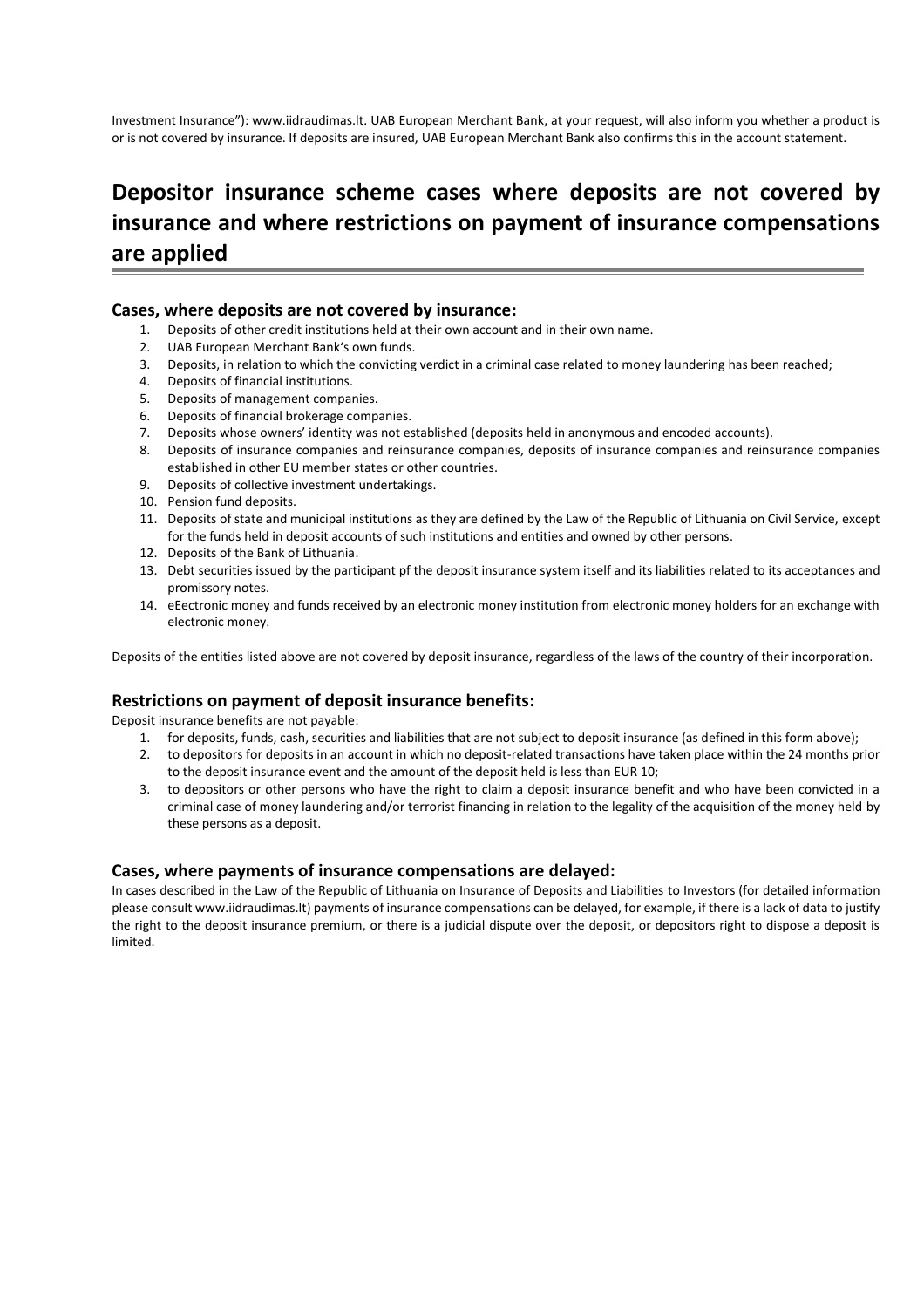Investment Insurance"): www.iidraudimas.lt. UAB European Merchant Bank, at your request, will also inform you whether a product is or is not covered by insurance. If deposits are insured, UAB European Merchant Bank also confirms this in the account statement.

# Depositor insurance scheme cases where deposits are not covered by insurance and where restrictions on payment of insurance compensations are applied

## Cases, where deposits are not covered by insurance:

1. Deposits of other credit institutions held at their own account and in their own name.
2. UAB European Merchant Bank's own funds.
3. Deposits, in relation to which the convicting verdict in a criminal case related to money laundering has been reached;
4. Deposits of financial institutions.
5. Deposits of management companies.
6. Deposits of financial brokerage companies.
7. Deposits whose owners' identity was not established (deposits held in anonymous and encoded accounts).
8. Deposits of insurance companies and reinsurance companies, deposits of insurance companies and reinsurance companies established in other EU member states or other countries.
9. Deposits of collective investment undertakings.
10. Pension fund deposits.
11. Deposits of state and municipal institutions as they are defined by the Law of the Republic of Lithuania on Civil Service, except for the funds held in deposit accounts of such institutions and entities and owned by other persons.
12. Deposits of the Bank of Lithuania.
13. Debt securities issued by the participant pf the deposit insurance system itself and its liabilities related to its acceptances and promissory notes.
14. eEectronic money and funds received by an electronic money institution from electronic money holders for an exchange with electronic money.

Deposits of the entities listed above are not covered by deposit insurance, regardless of the laws of the country of their incorporation.

## Restrictions on payment of deposit insurance benefits:

Deposit insurance benefits are not payable:

1. for deposits, funds, cash, securities and liabilities that are not subject to deposit insurance (as defined in this form above);
2. to depositors for deposits in an account in which no deposit-related transactions have taken place within the 24 months prior to the deposit insurance event and the amount of the deposit held is less than EUR 10;
3. to depositors or other persons who have the right to claim a deposit insurance benefit and who have been convicted in a criminal case of money laundering and/or terrorist financing in relation to the legality of the acquisition of the money held by these persons as a deposit.

## Cases, where payments of insurance compensations are delayed:

In cases described in the Law of the Republic of Lithuania on Insurance of Deposits and Liabilities to Investors (for detailed information please consult www.iidraudimas.lt) payments of insurance compensations can be delayed, for example, if there is a lack of data to justify the right to the deposit insurance premium, or there is a judicial dispute over the deposit, or depositors right to dispose a deposit is limited.